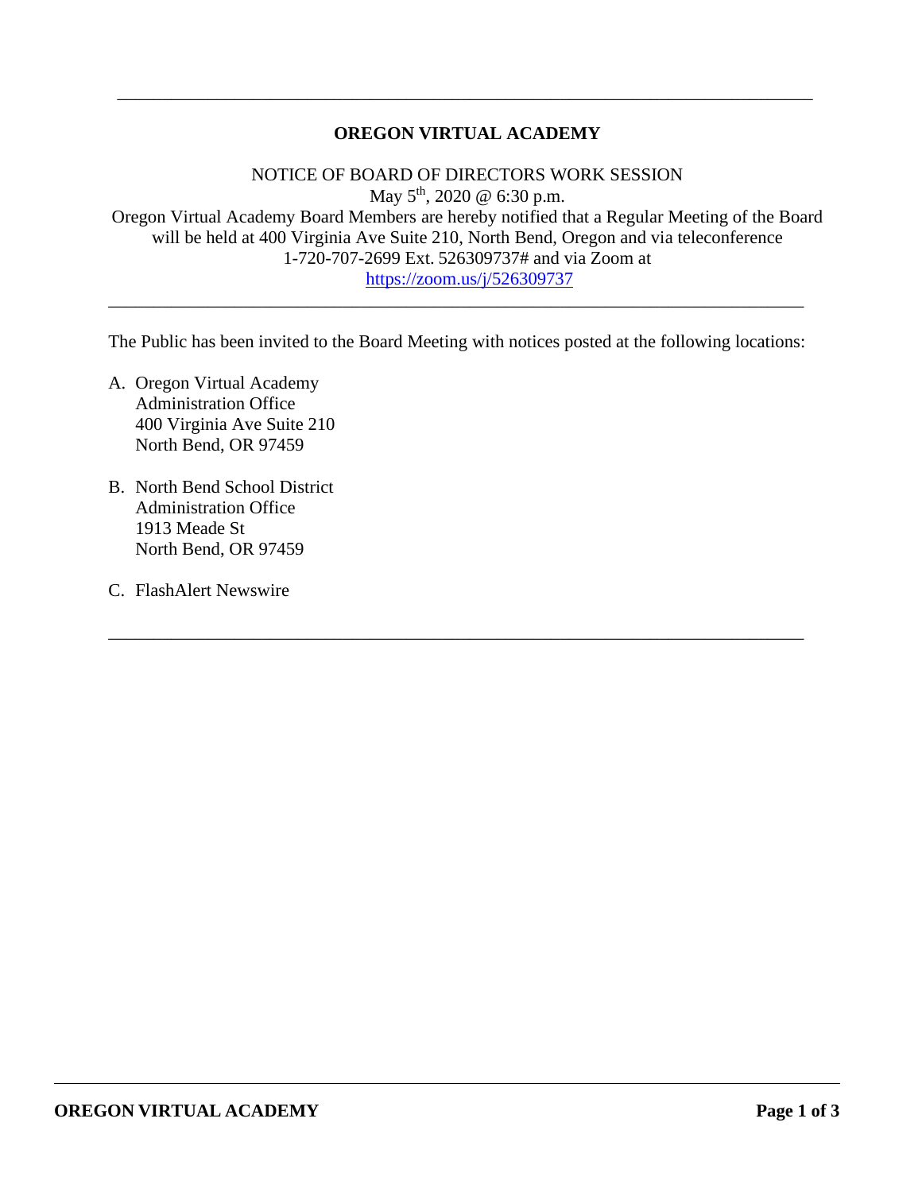---

# OREGON VIRTUAL ACADEMY

NOTICE OF BOARD OF DIRECTORS WORK SESSION

May 5th, 2020 @ 6:30 p.m.

Oregon Virtual Academy Board Members are hereby notified that a Regular Meeting of the Board will be held at 400 Virginia Ave Suite 210, North Bend, Oregon and via teleconference 1-720-707-2699 Ext. 526309737# and via Zoom at https://zoom.us/j/526309737

---

The Public has been invited to the Board Meeting with notices posted at the following locations:

A. Oregon Virtual Academy
   Administration Office
   400 Virginia Ave Suite 210
   North Bend, OR 97459

B. North Bend School District
   Administration Office
   1913 Meade St
   North Bend, OR 97459

C. FlashAlert Newswire

---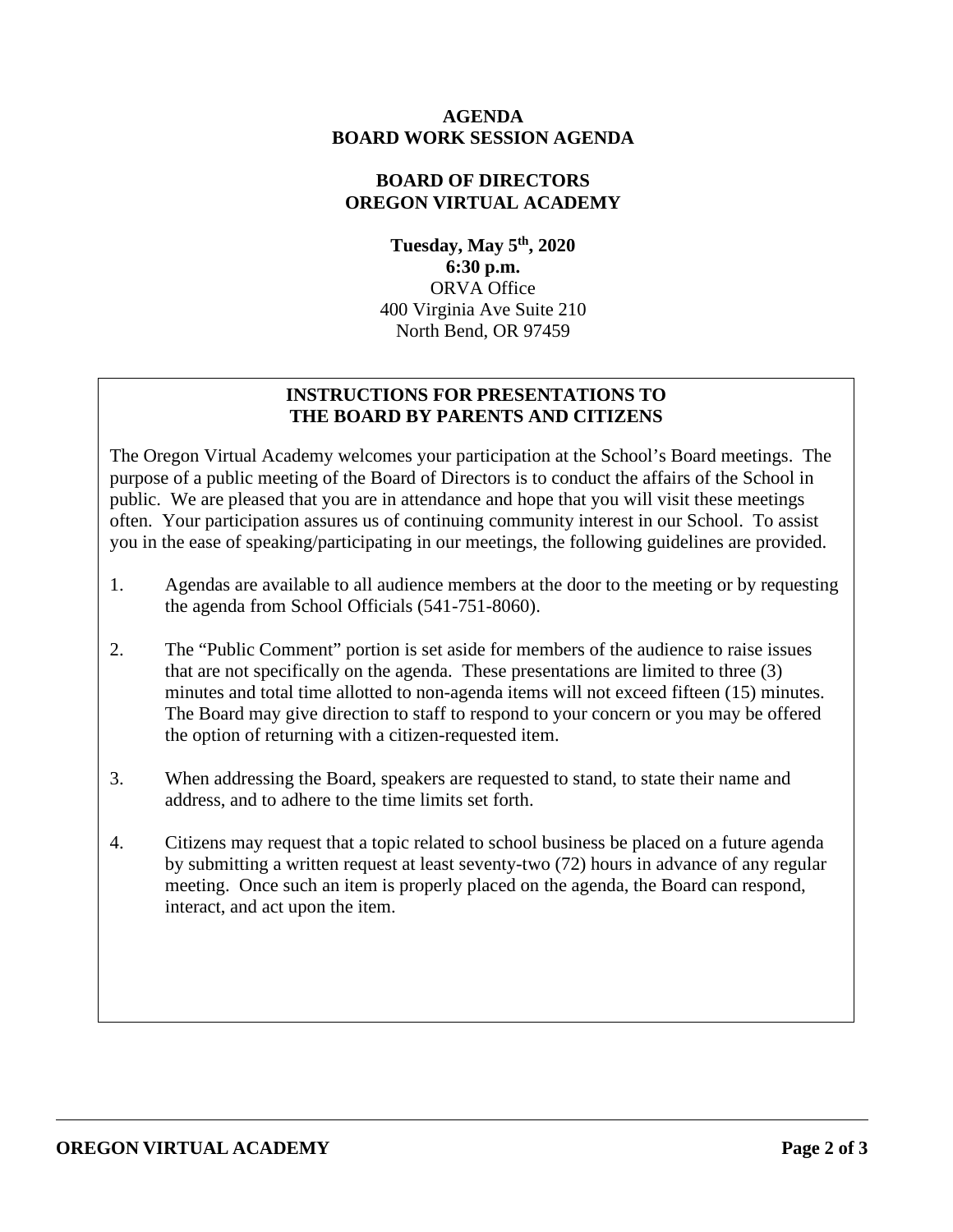**AGENDA**
**BOARD WORK SESSION AGENDA**

**BOARD OF DIRECTORS**
**OREGON VIRTUAL ACADEMY**

**Tuesday, May 5th, 2020**
**6:30 p.m.**
ORVA Office
400 Virginia Ave Suite 210
North Bend, OR 97459

## INSTRUCTIONS FOR PRESENTATIONS TO THE BOARD BY PARENTS AND CITIZENS

The Oregon Virtual Academy welcomes your participation at the School's Board meetings. The purpose of a public meeting of the Board of Directors is to conduct the affairs of the School in public. We are pleased that you are in attendance and hope that you will visit these meetings often. Your participation assures us of continuing community interest in our School. To assist you in the ease of speaking/participating in our meetings, the following guidelines are provided.

1. Agendas are available to all audience members at the door to the meeting or by requesting the agenda from School Officials (541-751-8060).

2. The "Public Comment" portion is set aside for members of the audience to raise issues that are not specifically on the agenda. These presentations are limited to three (3) minutes and total time allotted to non-agenda items will not exceed fifteen (15) minutes. The Board may give direction to staff to respond to your concern or you may be offered the option of returning with a citizen-requested item.

3. When addressing the Board, speakers are requested to stand, to state their name and address, and to adhere to the time limits set forth.

4. Citizens may request that a topic related to school business be placed on a future agenda by submitting a written request at least seventy-two (72) hours in advance of any regular meeting. Once such an item is properly placed on the agenda, the Board can respond, interact, and act upon the item.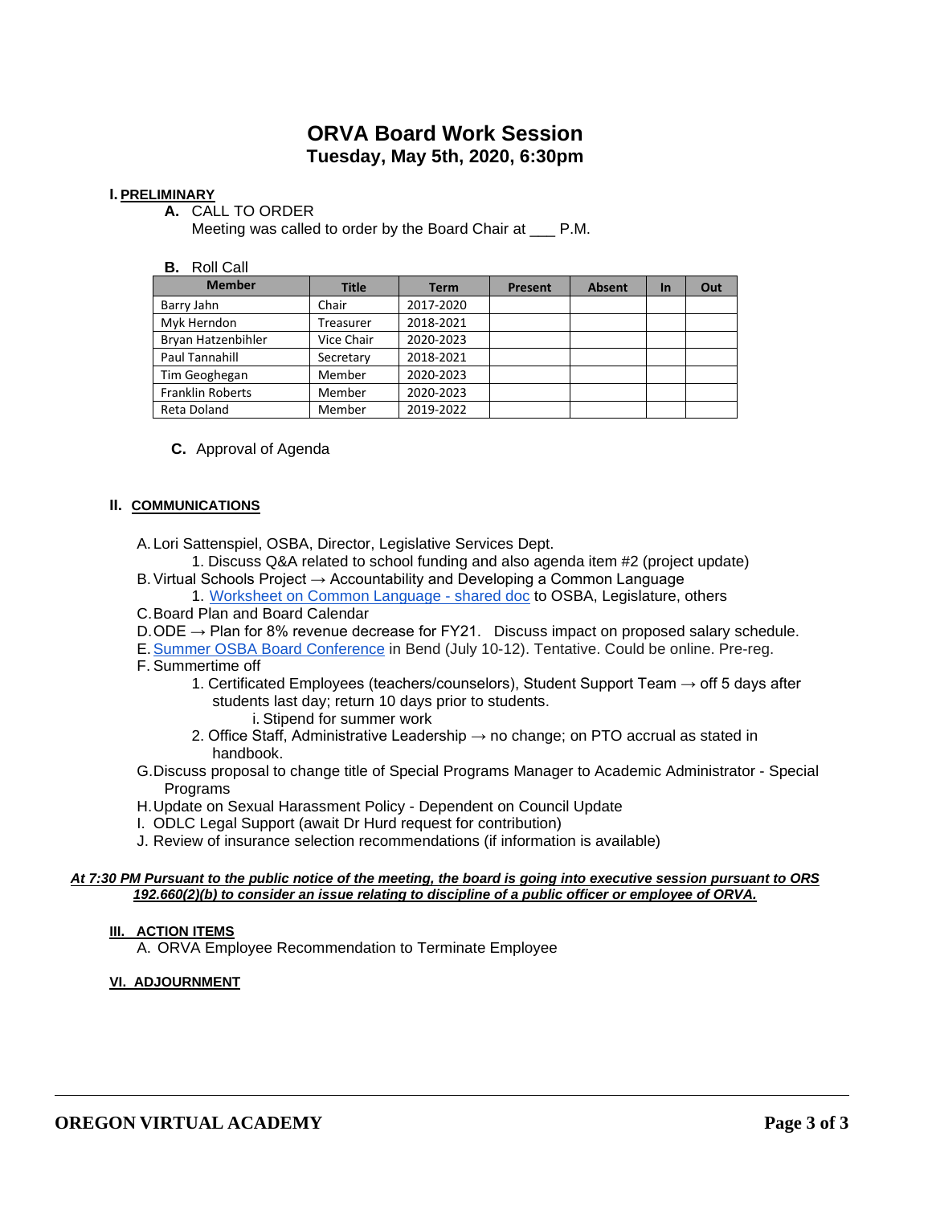# ORVA Board Work Session

## Tuesday, May 5th, 2020, 6:30pm

**I. PRELIMINARY**

**A.** CALL TO ORDER

Meeting was called to order by the Board Chair at ___ P.M.

**B.** Roll Call

| Member | Title | Term | Present | Absent | In | Out |
|---|---|---|---|---|---|---|
| Barry Jahn | Chair | 2017-2020 | | | | |
| Myk Herndon | Treasurer | 2018-2021 | | | | |
| Bryan Hatzenbihler | Vice Chair | 2020-2023 | | | | |
| Paul Tannahill | Secretary | 2018-2021 | | | | |
| Tim Geoghegan | Member | 2020-2023 | | | | |
| Franklin Roberts | Member | 2020-2023 | | | | |
| Reta Doland | Member | 2019-2022 | | | | |

**C.** Approval of Agenda

**II. COMMUNICATIONS**

A. Lori Sattenspiel, OSBA, Director, Legislative Services Dept.
   1. Discuss Q&A related to school funding and also agenda item #2 (project update)

B. Virtual Schools Project → Accountability and Developing a Common Language
   1. Worksheet on Common Language - shared doc to OSBA, Legislature, others

C. Board Plan and Board Calendar

D. ODE → Plan for 8% revenue decrease for FY21. Discuss impact on proposed salary schedule.

E. Summer OSBA Board Conference in Bend (July 10-12). Tentative. Could be online. Pre-reg.

F. Summertime off
   1. Certificated Employees (teachers/counselors), Student Support Team → off 5 days after students last day; return 10 days prior to students.
      i. Stipend for summer work
   2. Office Staff, Administrative Leadership → no change; on PTO accrual as stated in handbook.

G. Discuss proposal to change title of Special Programs Manager to Academic Administrator - Special Programs

H. Update on Sexual Harassment Policy - Dependent on Council Update

I. ODLC Legal Support (await Dr Hurd request for contribution)

J. Review of insurance selection recommendations (if information is available)

***At 7:30 PM Pursuant to the public notice of the meeting, the board is going into executive session pursuant to ORS 192.660(2)(b) to consider an issue relating to discipline of a public officer or employee of ORVA.***

**III. ACTION ITEMS**

A. ORVA Employee Recommendation to Terminate Employee

**VI. ADJOURNMENT**